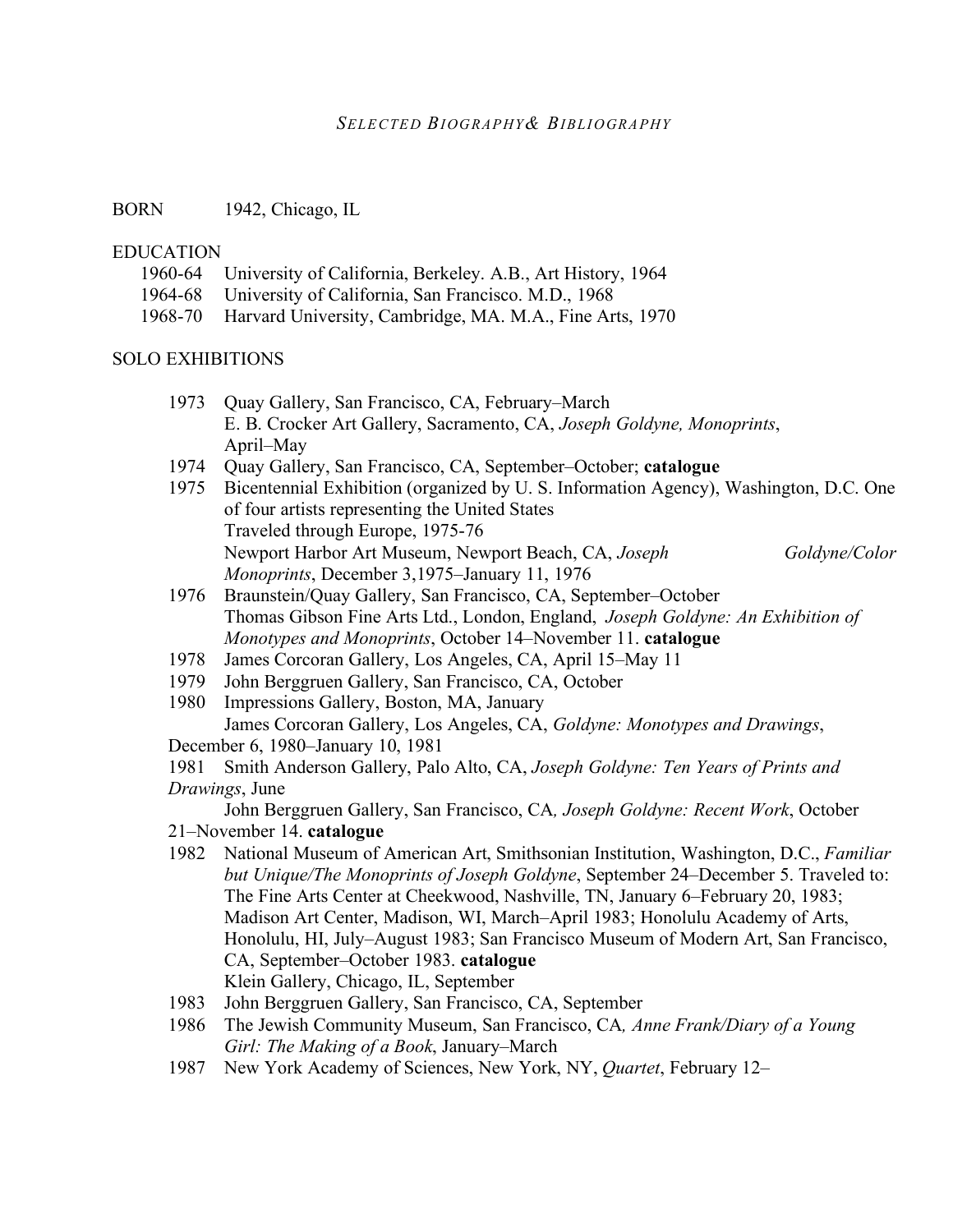# *Selected Biography & Bibliography*

BORN 1942, Chicago, IL

## EDUCATION

- 1960-64 University of California, Berkeley. A.B., Art History, 1964
- 1964-68 University of California, San Francisco. M.D., 1968
- 1968-70 Harvard University, Cambridge, MA. M.A., Fine Arts, 1970

## SOLO EXHIBITIONS

1973 Quay Gallery, San Francisco, CA, February–March
E. B. Crocker Art Gallery, Sacramento, CA, *Joseph Goldyne, Monoprints*, April–May

1974 Quay Gallery, San Francisco, CA, September–October; **catalogue**

1975 Bicentennial Exhibition (organized by U. S. Information Agency), Washington, D.C. One of four artists representing the United States
Traveled through Europe, 1975-76
Newport Harbor Art Museum, Newport Beach, CA, *Joseph Goldyne/Color Monoprints*, December 3,1975–January 11, 1976

1976 Braunstein/Quay Gallery, San Francisco, CA, September–October
Thomas Gibson Fine Arts Ltd., London, England, *Joseph Goldyne: An Exhibition of Monotypes and Monoprints*, October 14–November 11. **catalogue**

1978 James Corcoran Gallery, Los Angeles, CA, April 15–May 11

1979 John Berggruen Gallery, San Francisco, CA, October

1980 Impressions Gallery, Boston, MA, January
James Corcoran Gallery, Los Angeles, CA, *Goldyne: Monotypes and Drawings*, December 6, 1980–January 10, 1981

1981 Smith Anderson Gallery, Palo Alto, CA, *Joseph Goldyne: Ten Years of Prints and Drawings*, June
John Berggruen Gallery, San Francisco, CA*, Joseph Goldyne: Recent Work*, October 21–November 14. **catalogue**

1982 National Museum of American Art, Smithsonian Institution, Washington, D.C., *Familiar but Unique/The Monoprints of Joseph Goldyne*, September 24–December 5. Traveled to: The Fine Arts Center at Cheekwood, Nashville, TN, January 6–February 20, 1983; Madison Art Center, Madison, WI, March–April 1983; Honolulu Academy of Arts, Honolulu, HI, July–August 1983; San Francisco Museum of Modern Art, San Francisco, CA, September–October 1983. **catalogue**
Klein Gallery, Chicago, IL, September

1983 John Berggruen Gallery, San Francisco, CA, September

1986 The Jewish Community Museum, San Francisco, CA*, Anne Frank/Diary of a Young Girl: The Making of a Book*, January–March

1987 New York Academy of Sciences, New York, NY, *Quartet*, February 12–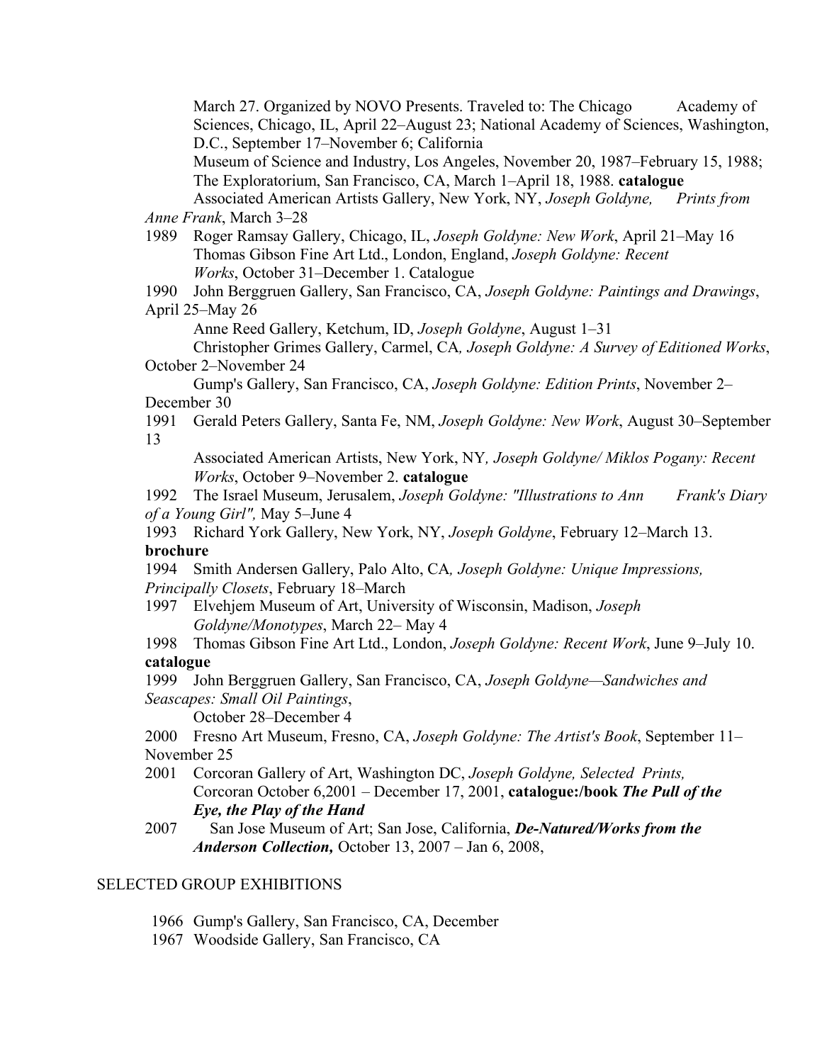March 27. Organized by NOVO Presents. Traveled to: The Chicago Academy of Sciences, Chicago, IL, April 22–August 23; National Academy of Sciences, Washington, D.C., September 17–November 6; California Museum of Science and Industry, Los Angeles, November 20, 1987–February 15, 1988; The Exploratorium, San Francisco, CA, March 1–April 18, 1988. **catalogue**

Associated American Artists Gallery, New York, NY, *Joseph Goldyne, Prints from Anne Frank*, March 3–28

1989 Roger Ramsay Gallery, Chicago, IL, *Joseph Goldyne: New Work*, April 21–May 16

Thomas Gibson Fine Art Ltd., London, England, *Joseph Goldyne: Recent Works*, October 31–December 1. Catalogue

1990 John Berggruen Gallery, San Francisco, CA, *Joseph Goldyne: Paintings and Drawings*, April 25–May 26

Anne Reed Gallery, Ketchum, ID, *Joseph Goldyne*, August 1–31

Christopher Grimes Gallery, Carmel, CA*, Joseph Goldyne: A Survey of Editioned Works*, October 2–November 24

Gump's Gallery, San Francisco, CA, *Joseph Goldyne: Edition Prints*, November 2–December 30

1991 Gerald Peters Gallery, Santa Fe, NM, *Joseph Goldyne: New Work*, August 30–September 13

Associated American Artists, New York, NY*, Joseph Goldyne/ Miklos Pogany: Recent Works*, October 9–November 2. **catalogue**

1992 The Israel Museum, Jerusalem, *Joseph Goldyne: "Illustrations to Ann Frank's Diary of a Young Girl",* May 5–June 4

1993 Richard York Gallery, New York, NY, *Joseph Goldyne*, February 12–March 13. **brochure**

1994 Smith Andersen Gallery, Palo Alto, CA*, Joseph Goldyne: Unique Impressions, Principally Closets*, February 18–March

1997 Elvehjem Museum of Art, University of Wisconsin, Madison, *Joseph Goldyne/Monotypes*, March 22– May 4

1998 Thomas Gibson Fine Art Ltd., London, *Joseph Goldyne: Recent Work*, June 9–July 10. **catalogue**

1999 John Berggruen Gallery, San Francisco, CA, *Joseph Goldyne—Sandwiches and Seascapes: Small Oil Paintings*, October 28–December 4

2000 Fresno Art Museum, Fresno, CA, *Joseph Goldyne: The Artist's Book*, September 11–November 25

2001 Corcoran Gallery of Art, Washington DC, *Joseph Goldyne, Selected Prints,* Corcoran October 6,2001 – December 17, 2001, **catalogue:/book *The Pull of the Eye, the Play of the Hand***

2007 San Jose Museum of Art; San Jose, California, ***De-Natured/Works from the Anderson Collection,*** October 13, 2007 – Jan 6, 2008,

## SELECTED GROUP EXHIBITIONS

1966 Gump's Gallery, San Francisco, CA, December

1967 Woodside Gallery, San Francisco, CA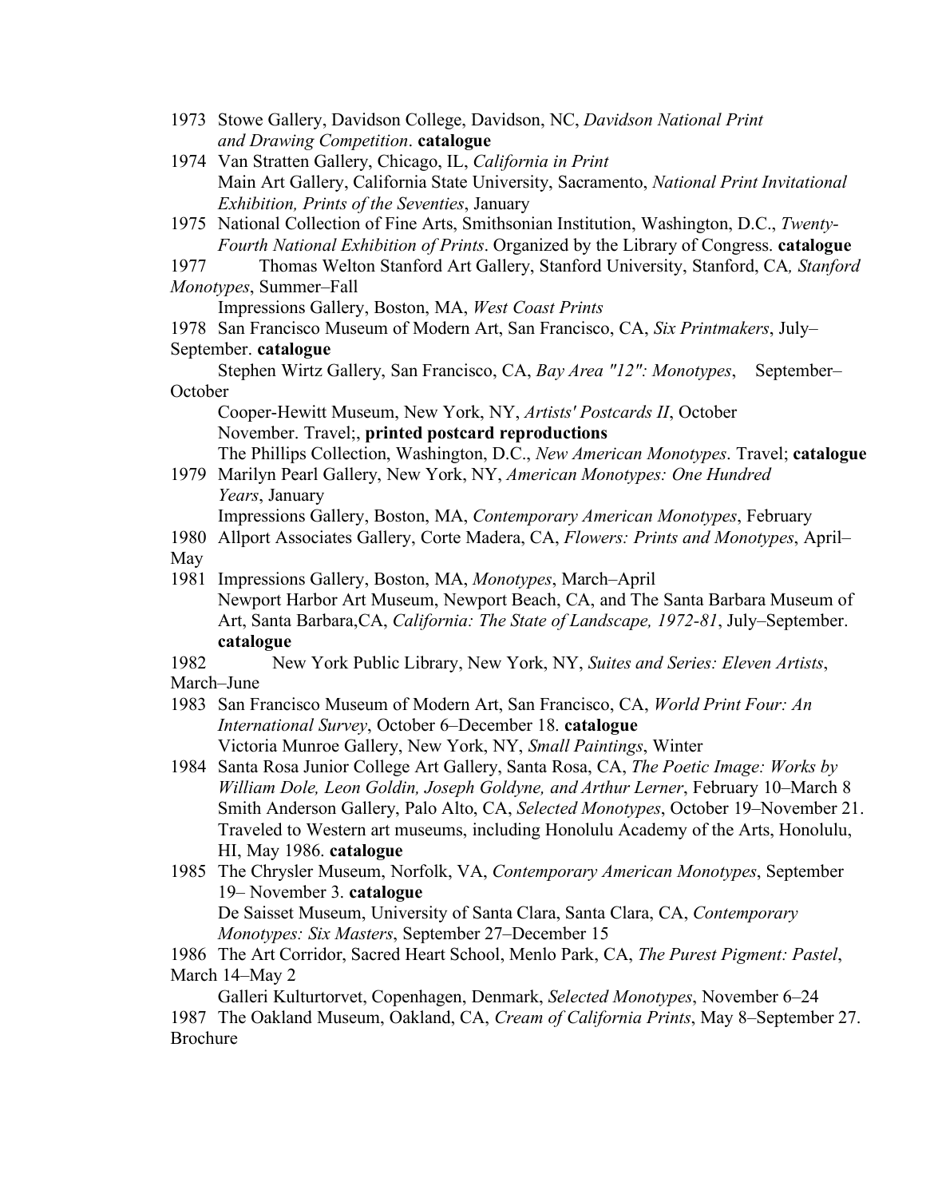1973 Stowe Gallery, Davidson College, Davidson, NC, *Davidson National Print and Drawing Competition*. **catalogue**

1974 Van Stratten Gallery, Chicago, IL, *California in Print*
Main Art Gallery, California State University, Sacramento, *National Print Invitational Exhibition, Prints of the Seventies*, January

1975 National Collection of Fine Arts, Smithsonian Institution, Washington, D.C., *Twenty-Fourth National Exhibition of Prints*. Organized by the Library of Congress. **catalogue**

1977 Thomas Welton Stanford Art Gallery, Stanford University, Stanford, CA*, Stanford Monotypes*, Summer–Fall
Impressions Gallery, Boston, MA, *West Coast Prints*

1978 San Francisco Museum of Modern Art, San Francisco, CA, *Six Printmakers*, July–September. **catalogue**
Stephen Wirtz Gallery, San Francisco, CA, *Bay Area "12": Monotypes*, September–October
Cooper-Hewitt Museum, New York, NY, *Artists' Postcards II*, October November. Travel;, **printed postcard reproductions**
The Phillips Collection, Washington, D.C., *New American Monotypes*. Travel; **catalogue**

1979 Marilyn Pearl Gallery, New York, NY, *American Monotypes: One Hundred Years*, January
Impressions Gallery, Boston, MA, *Contemporary American Monotypes*, February

1980 Allport Associates Gallery, Corte Madera, CA, *Flowers: Prints and Monotypes*, April–May

1981 Impressions Gallery, Boston, MA, *Monotypes*, March–April
Newport Harbor Art Museum, Newport Beach, CA, and The Santa Barbara Museum of Art, Santa Barbara,CA, *California: The State of Landscape, 1972-81*, July–September. **catalogue**

1982 New York Public Library, New York, NY, *Suites and Series: Eleven Artists*, March–June

1983 San Francisco Museum of Modern Art, San Francisco, CA, *World Print Four: An International Survey*, October 6–December 18. **catalogue**
Victoria Munroe Gallery, New York, NY, *Small Paintings*, Winter

1984 Santa Rosa Junior College Art Gallery, Santa Rosa, CA, *The Poetic Image: Works by William Dole, Leon Goldin, Joseph Goldyne, and Arthur Lerner*, February 10–March 8
Smith Anderson Gallery, Palo Alto, CA, *Selected Monotypes*, October 19–November 21. Traveled to Western art museums, including Honolulu Academy of the Arts, Honolulu, HI, May 1986. **catalogue**

1985 The Chrysler Museum, Norfolk, VA, *Contemporary American Monotypes*, September 19– November 3. **catalogue**
De Saisset Museum, University of Santa Clara, Santa Clara, CA, *Contemporary Monotypes: Six Masters*, September 27–December 15

1986 The Art Corridor, Sacred Heart School, Menlo Park, CA, *The Purest Pigment: Pastel*, March 14–May 2
Galleri Kulturtorvet, Copenhagen, Denmark, *Selected Monotypes*, November 6–24

1987 The Oakland Museum, Oakland, CA, *Cream of California Prints*, May 8–September 27. Brochure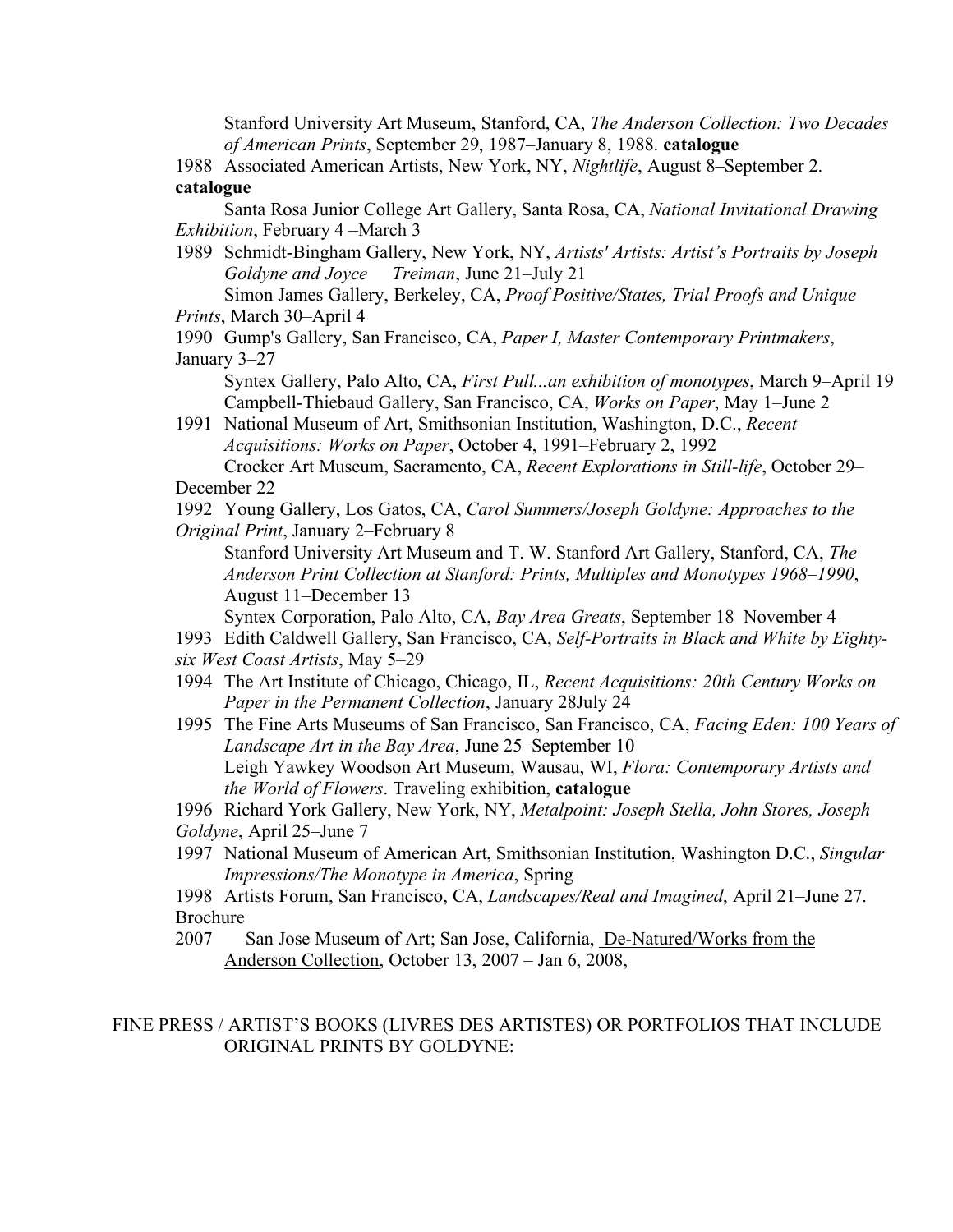Stanford University Art Museum, Stanford, CA, *The Anderson Collection: Two Decades of American Prints*, September 29, 1987–January 8, 1988. **catalogue**

1988 Associated American Artists, New York, NY, *Nightlife*, August 8–September 2. **catalogue**

Santa Rosa Junior College Art Gallery, Santa Rosa, CA, *National Invitational Drawing Exhibition*, February 4 –March 3

1989 Schmidt-Bingham Gallery, New York, NY, *Artists' Artists: Artist's Portraits by Joseph Goldyne and Joyce Treiman*, June 21–July 21

Simon James Gallery, Berkeley, CA, *Proof Positive/States, Trial Proofs and Unique Prints*, March 30–April 4

1990 Gump's Gallery, San Francisco, CA, *Paper I, Master Contemporary Printmakers*, January 3–27

Syntex Gallery, Palo Alto, CA, *First Pull...an exhibition of monotypes*, March 9–April 19

Campbell-Thiebaud Gallery, San Francisco, CA, *Works on Paper*, May 1–June 2

1991 National Museum of Art, Smithsonian Institution, Washington, D.C., *Recent Acquisitions: Works on Paper*, October 4, 1991–February 2, 1992

Crocker Art Museum, Sacramento, CA, *Recent Explorations in Still-life*, October 29–December 22

1992 Young Gallery, Los Gatos, CA, *Carol Summers/Joseph Goldyne: Approaches to the Original Print*, January 2–February 8

Stanford University Art Museum and T. W. Stanford Art Gallery, Stanford, CA, *The Anderson Print Collection at Stanford: Prints, Multiples and Monotypes 1968–1990*, August 11–December 13

Syntex Corporation, Palo Alto, CA, *Bay Area Greats*, September 18–November 4

1993 Edith Caldwell Gallery, San Francisco, CA, *Self-Portraits in Black and White by Eighty-six West Coast Artists*, May 5–29

1994 The Art Institute of Chicago, Chicago, IL, *Recent Acquisitions: 20th Century Works on Paper in the Permanent Collection*, January 28July 24

1995 The Fine Arts Museums of San Francisco, San Francisco, CA, *Facing Eden: 100 Years of Landscape Art in the Bay Area*, June 25–September 10

Leigh Yawkey Woodson Art Museum, Wausau, WI, *Flora: Contemporary Artists and the World of Flowers*. Traveling exhibition, **catalogue**

1996 Richard York Gallery, New York, NY, *Metalpoint: Joseph Stella, John Stores, Joseph Goldyne*, April 25–June 7

1997 National Museum of American Art, Smithsonian Institution, Washington D.C., *Singular Impressions/The Monotype in America*, Spring

1998 Artists Forum, San Francisco, CA, *Landscapes/Real and Imagined*, April 21–June 27. Brochure

2007 San Jose Museum of Art; San Jose, California, De-Natured/Works from the Anderson Collection, October 13, 2007 – Jan 6, 2008,

FINE PRESS / ARTIST'S BOOKS (LIVRES DES ARTISTES) OR PORTFOLIOS THAT INCLUDE ORIGINAL PRINTS BY GOLDYNE: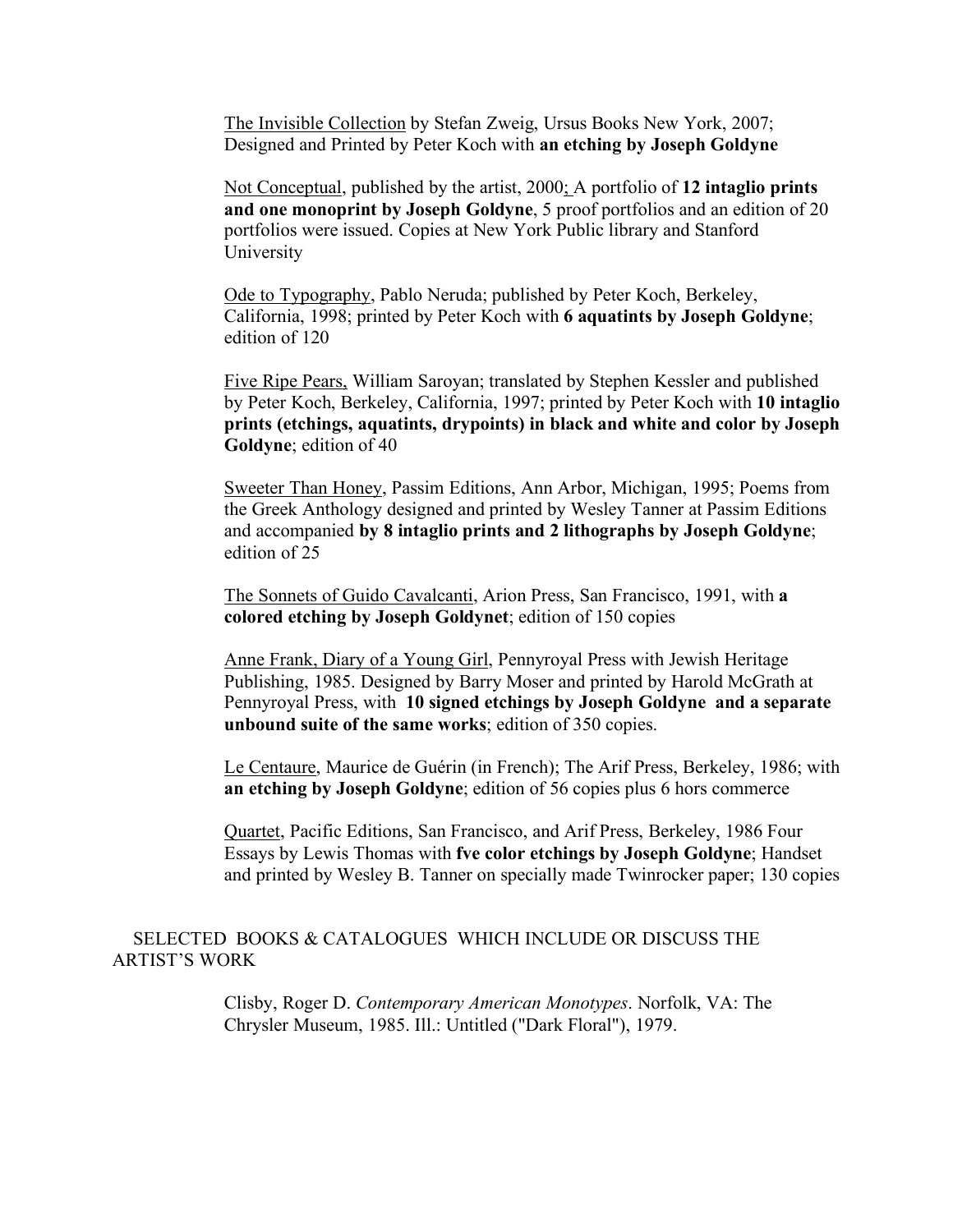<u>The Invisible Collection</u> by Stefan Zweig, Ursus Books New York, 2007; Designed and Printed by Peter Koch with **an etching by Joseph Goldyne**

<u>Not Conceptual</u>, published by the artist, 2000; A portfolio of **12 intaglio prints and one monoprint by Joseph Goldyne**, 5 proof portfolios and an edition of 20 portfolios were issued. Copies at New York Public library and Stanford University

<u>Ode to Typography</u>, Pablo Neruda; published by Peter Koch, Berkeley, California, 1998; printed by Peter Koch with **6 aquatints by Joseph Goldyne**; edition of 120

<u>Five Ripe Pears,</u> William Saroyan; translated by Stephen Kessler and published by Peter Koch, Berkeley, California, 1997; printed by Peter Koch with **10 intaglio prints (etchings, aquatints, drypoints) in black and white and color by Joseph Goldyne**; edition of 40

<u>Sweeter Than Honey</u>, Passim Editions, Ann Arbor, Michigan, 1995; Poems from the Greek Anthology designed and printed by Wesley Tanner at Passim Editions and accompanied **by 8 intaglio prints and 2 lithographs by Joseph Goldyne**; edition of 25

<u>The Sonnets of Guido Cavalcanti</u>, Arion Press, San Francisco, 1991, with **a colored etching by Joseph Goldynet**; edition of 150 copies

<u>Anne Frank, Diary of a Young Girl</u>, Pennyroyal Press with Jewish Heritage Publishing, 1985. Designed by Barry Moser and printed by Harold McGrath at Pennyroyal Press, with **10 signed etchings by Joseph Goldyne and a separate unbound suite of the same works**; edition of 350 copies.

<u>Le Centaure</u>, Maurice de Guérin (in French); The Arif Press, Berkeley, 1986; with **an etching by Joseph Goldyne**; edition of 56 copies plus 6 hors commerce

<u>Quartet</u>, Pacific Editions, San Francisco, and Arif Press, Berkeley, 1986 Four Essays by Lewis Thomas with **fve color etchings by Joseph Goldyne**; Handset and printed by Wesley B. Tanner on specially made Twinrocker paper; 130 copies

## SELECTED BOOKS & CATALOGUES WHICH INCLUDE OR DISCUSS THE ARTIST'S WORK

Clisby, Roger D. *Contemporary American Monotypes*. Norfolk, VA: The Chrysler Museum, 1985. Ill.: Untitled ("Dark Floral"), 1979.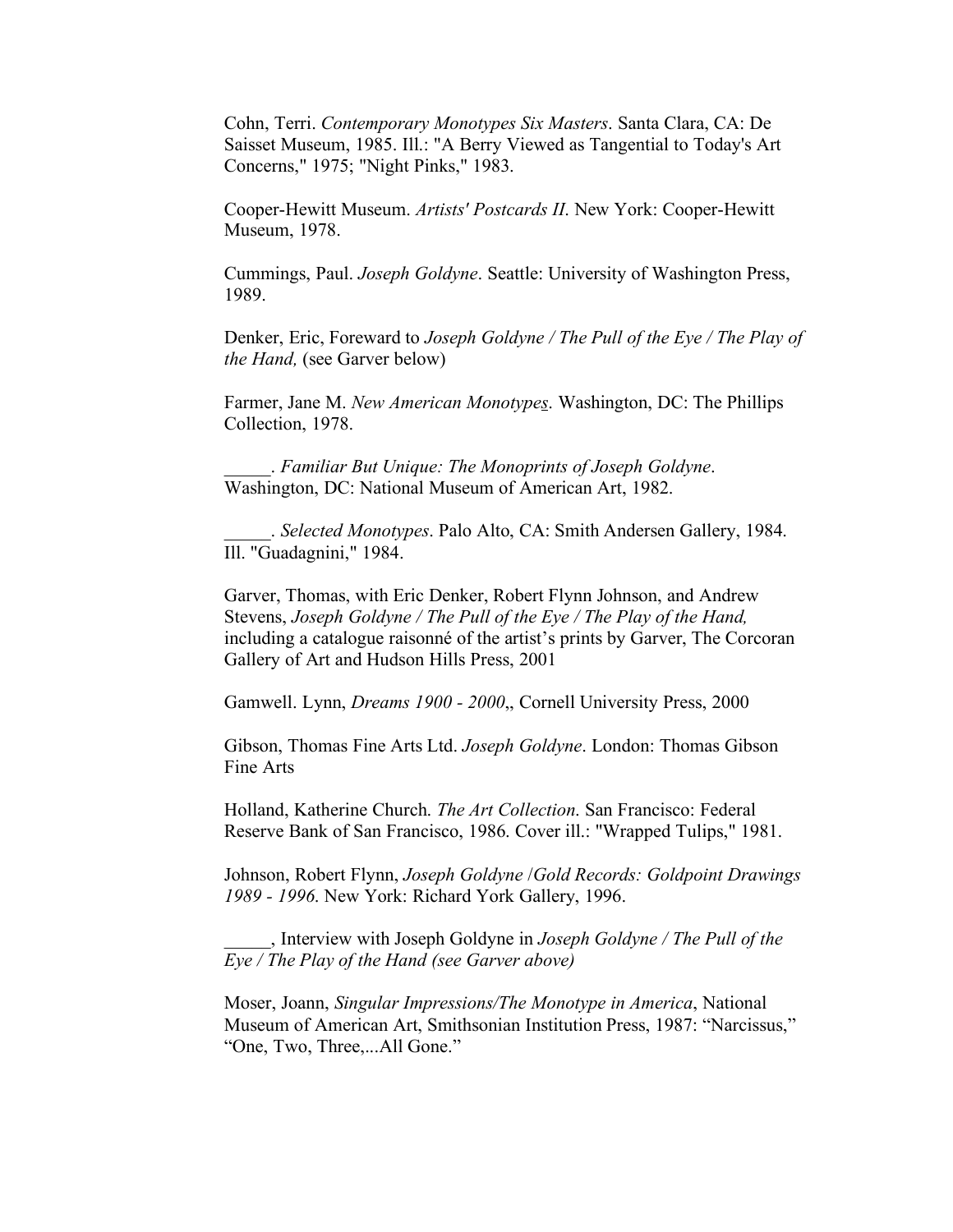Cohn, Terri. *Contemporary Monotypes Six Masters*. Santa Clara, CA: De Saisset Museum, 1985. Ill.: "A Berry Viewed as Tangential to Today's Art Concerns," 1975; "Night Pinks," 1983.

Cooper-Hewitt Museum. *Artists' Postcards II*. New York: Cooper-Hewitt Museum, 1978.

Cummings, Paul. *Joseph Goldyne*. Seattle: University of Washington Press, 1989.

Denker, Eric, Foreward to *Joseph Goldyne / The Pull of the Eye / The Play of the Hand,* (see Garver below)

Farmer, Jane M. *New American Monotypes*. Washington, DC: The Phillips Collection, 1978.

_____. *Familiar But Unique: The Monoprints of Joseph Goldyne*. Washington, DC: National Museum of American Art, 1982.

_____. *Selected Monotypes*. Palo Alto, CA: Smith Andersen Gallery, 1984. Ill. "Guadagnini," 1984.

Garver, Thomas, with Eric Denker, Robert Flynn Johnson, and Andrew Stevens, *Joseph Goldyne / The Pull of the Eye / The Play of the Hand,* including a catalogue raisonné of the artist's prints by Garver, The Corcoran Gallery of Art and Hudson Hills Press, 2001

Gamwell. Lynn, *Dreams 1900 - 2000*,, Cornell University Press, 2000

Gibson, Thomas Fine Arts Ltd. *Joseph Goldyne*. London: Thomas Gibson Fine Arts

Holland, Katherine Church. *The Art Collection.* San Francisco: Federal Reserve Bank of San Francisco, 1986. Cover ill.: "Wrapped Tulips," 1981.

Johnson, Robert Flynn, *Joseph Goldyne /Gold Records: Goldpoint Drawings 1989 - 1996*. New York: Richard York Gallery, 1996.

_____, Interview with Joseph Goldyne in *Joseph Goldyne / The Pull of the Eye / The Play of the Hand (see Garver above)*

Moser, Joann, *Singular Impressions/The Monotype in America*, National Museum of American Art, Smithsonian Institution Press, 1987: "Narcissus," "One, Two, Three,...All Gone."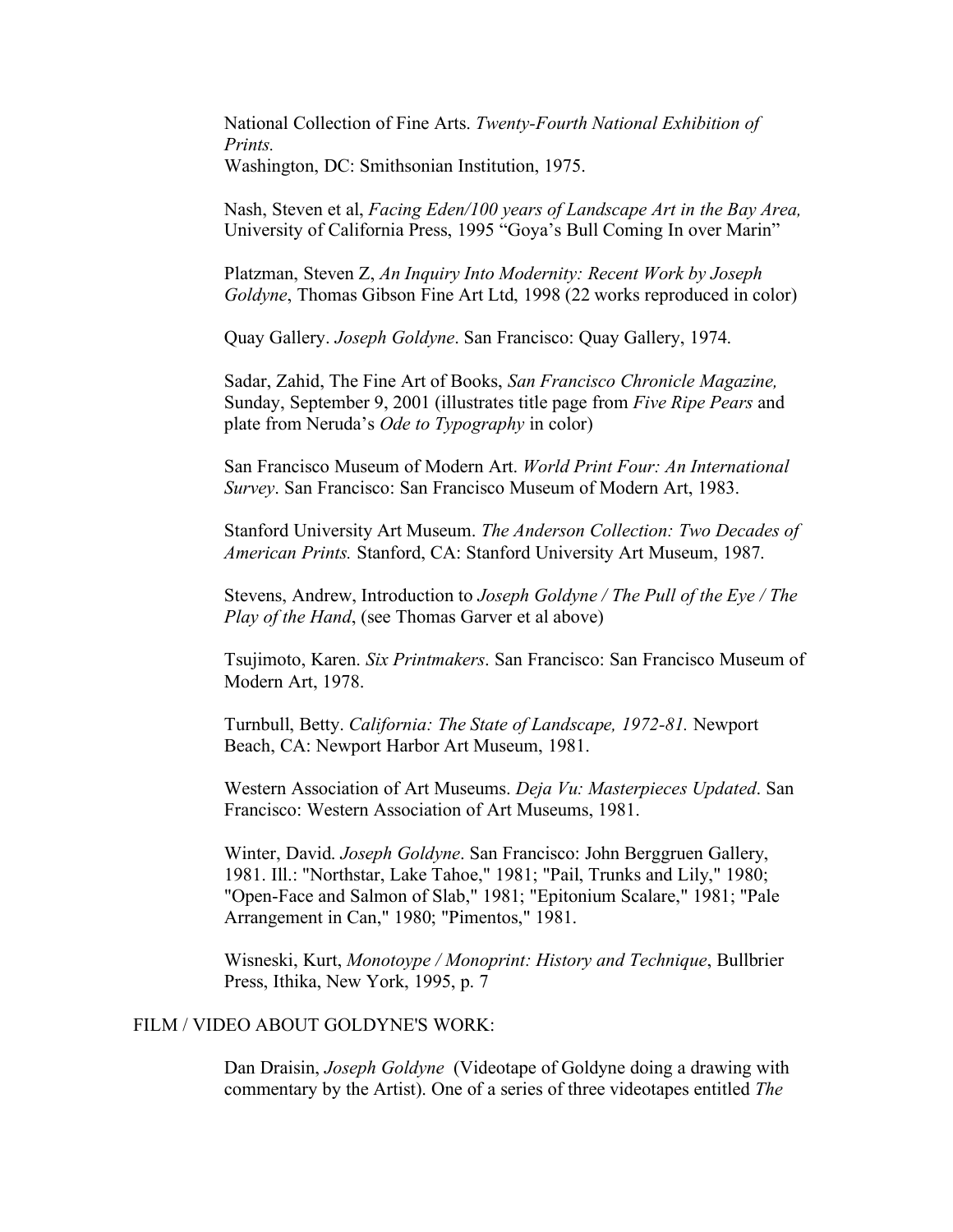National Collection of Fine Arts. *Twenty-Fourth National Exhibition of Prints.*
Washington, DC: Smithsonian Institution, 1975.

Nash, Steven et al, *Facing Eden/100 years of Landscape Art in the Bay Area,* University of California Press, 1995 "Goya's Bull Coming In over Marin"

Platzman, Steven Z, *An Inquiry Into Modernity: Recent Work by Joseph Goldyne*, Thomas Gibson Fine Art Ltd, 1998 (22 works reproduced in color)

Quay Gallery. *Joseph Goldyne*. San Francisco: Quay Gallery, 1974.

Sadar, Zahid, The Fine Art of Books, *San Francisco Chronicle Magazine,* Sunday, September 9, 2001 (illustrates title page from *Five Ripe Pears* and plate from Neruda's *Ode to Typography* in color)

San Francisco Museum of Modern Art. *World Print Four: An International Survey*. San Francisco: San Francisco Museum of Modern Art, 1983.

Stanford University Art Museum. *The Anderson Collection: Two Decades of American Prints.* Stanford, CA: Stanford University Art Museum, 1987.

Stevens, Andrew, Introduction to *Joseph Goldyne / The Pull of the Eye / The Play of the Hand*, (see Thomas Garver et al above)

Tsujimoto, Karen. *Six Printmakers*. San Francisco: San Francisco Museum of Modern Art, 1978.

Turnbull, Betty. *California: The State of Landscape, 1972-81.* Newport Beach, CA: Newport Harbor Art Museum, 1981.

Western Association of Art Museums. *Deja Vu: Masterpieces Updated*. San Francisco: Western Association of Art Museums, 1981.

Winter, David. *Joseph Goldyne*. San Francisco: John Berggruen Gallery, 1981. Ill.: "Northstar, Lake Tahoe," 1981; "Pail, Trunks and Lily," 1980; "Open-Face and Salmon of Slab," 1981; "Epitonium Scalare," 1981; "Pale Arrangement in Can," 1980; "Pimentos," 1981.

Wisneski, Kurt, *Monotoype / Monoprint: History and Technique*, Bullbrier Press, Ithika, New York, 1995, p. 7

FILM / VIDEO ABOUT GOLDYNE'S WORK:

Dan Draisin, *Joseph Goldyne* (Videotape of Goldyne doing a drawing with commentary by the Artist). One of a series of three videotapes entitled *The*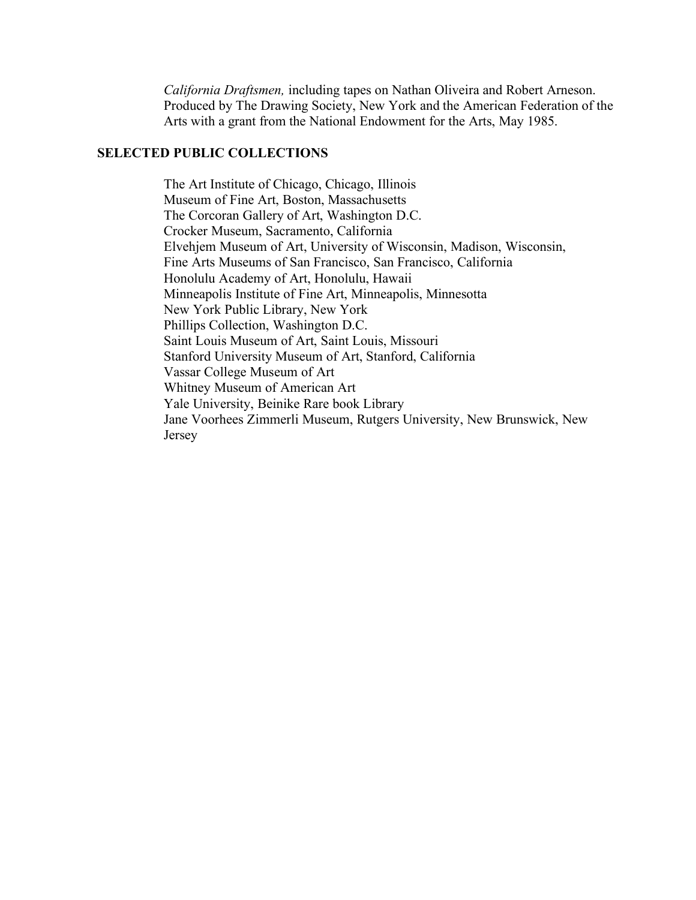*California Draftsmen,* including tapes on Nathan Oliveira and Robert Arneson. Produced by The Drawing Society, New York and the American Federation of the Arts with a grant from the National Endowment for the Arts, May 1985.

## SELECTED PUBLIC COLLECTIONS

The Art Institute of Chicago, Chicago, Illinois
Museum of Fine Art, Boston, Massachusetts
The Corcoran Gallery of Art, Washington D.C.
Crocker Museum, Sacramento, California
Elvehjem Museum of Art, University of Wisconsin, Madison, Wisconsin,
Fine Arts Museums of San Francisco, San Francisco, California
Honolulu Academy of Art, Honolulu, Hawaii
Minneapolis Institute of Fine Art, Minneapolis, Minnesotta
New York Public Library, New York
Phillips Collection, Washington D.C.
Saint Louis Museum of Art, Saint Louis, Missouri
Stanford University Museum of Art, Stanford, California
Vassar College Museum of Art
Whitney Museum of American Art
Yale University, Beinike Rare book Library
Jane Voorhees Zimmerli Museum, Rutgers University, New Brunswick, New Jersey